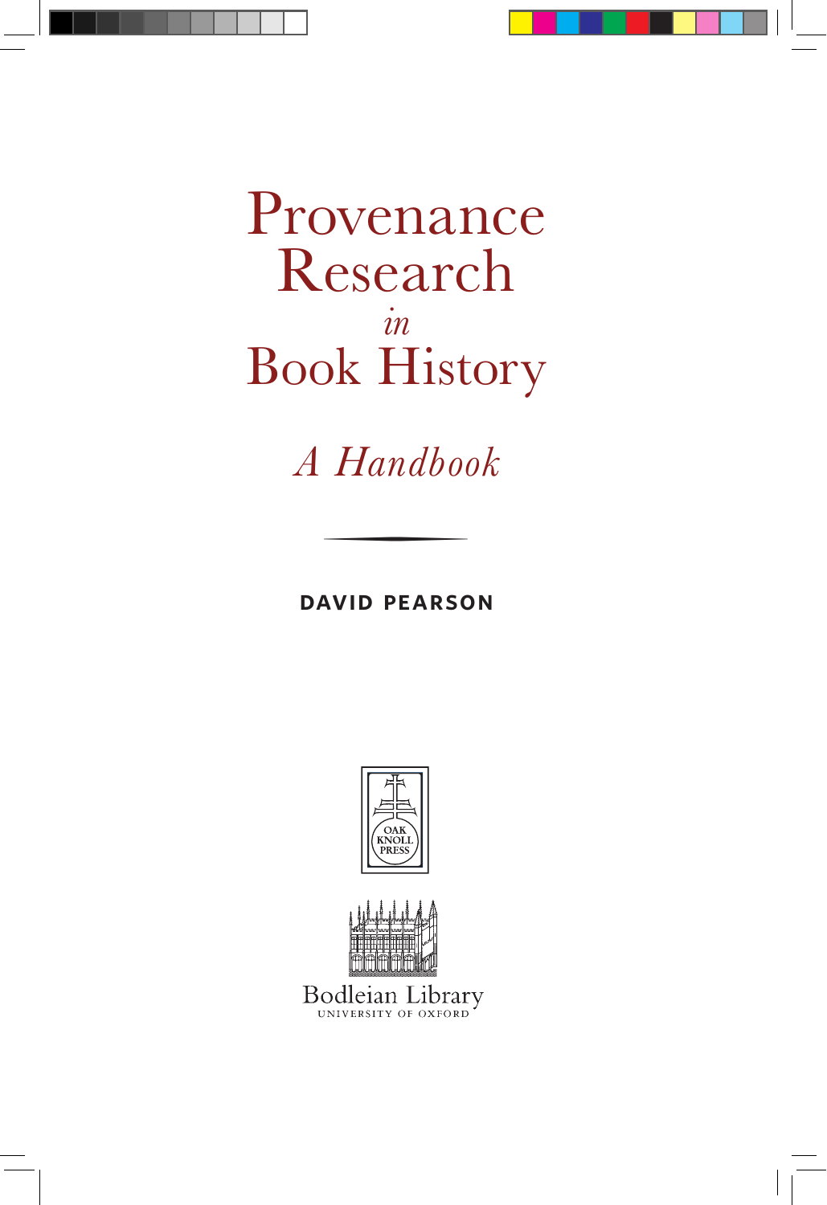# Provenance Research *in* Book History

## *A Handbook*

**DAVID PEARSON**

OAK KNOLL PRESS

Bodleian Library
UNIVERSITY OF OXFORD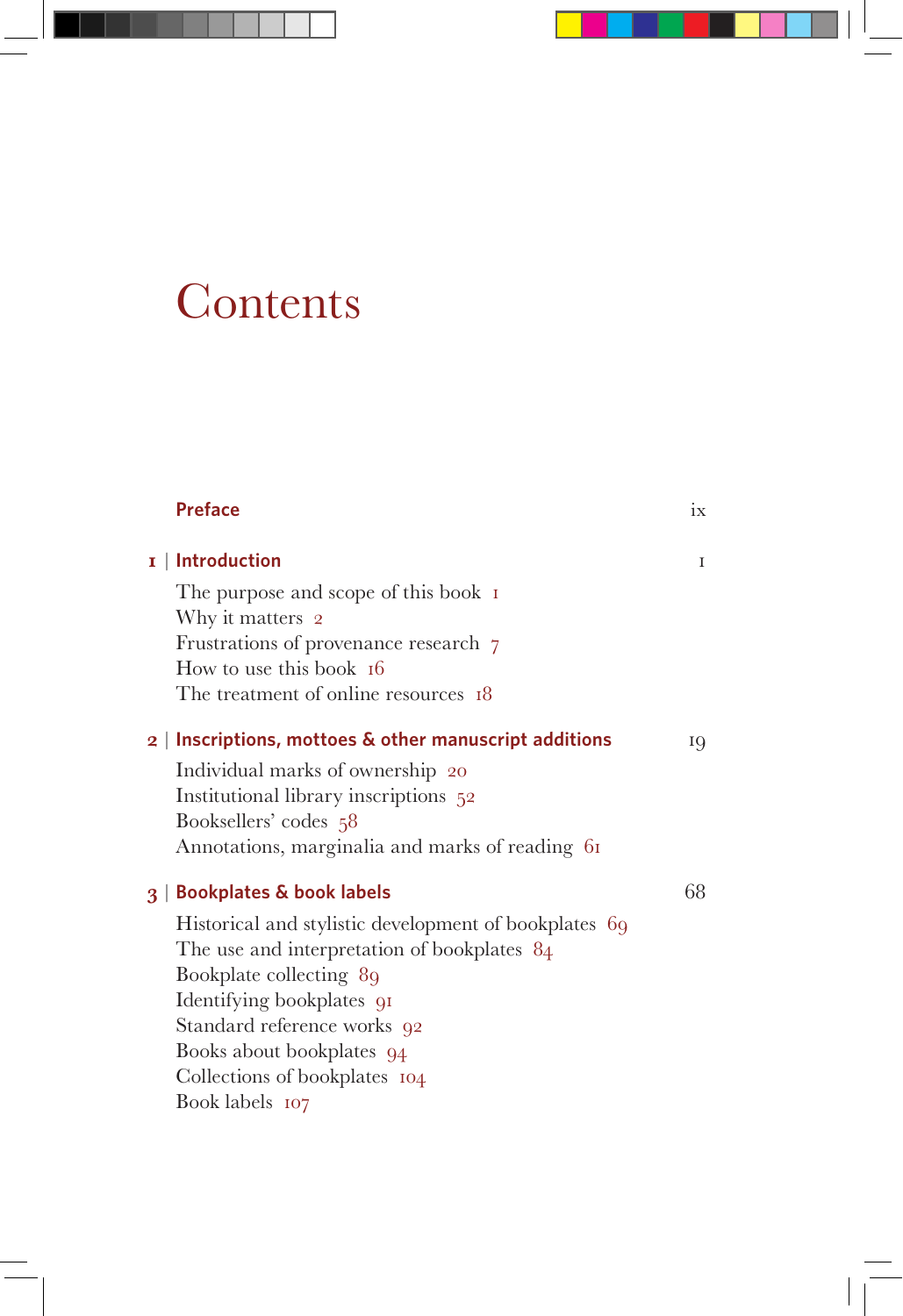# Contents

**Preface** ix

**1 | Introduction** 1

The purpose and scope of this book 1
Why it matters 2
Frustrations of provenance research 7
How to use this book 16
The treatment of online resources 18

**2 | Inscriptions, mottoes & other manuscript additions** 19

Individual marks of ownership 20
Institutional library inscriptions 52
Booksellers' codes 58
Annotations, marginalia and marks of reading 61

**3 | Bookplates & book labels** 68

Historical and stylistic development of bookplates 69
The use and interpretation of bookplates 84
Bookplate collecting 89
Identifying bookplates 91
Standard reference works 92
Books about bookplates 94
Collections of bookplates 104
Book labels 107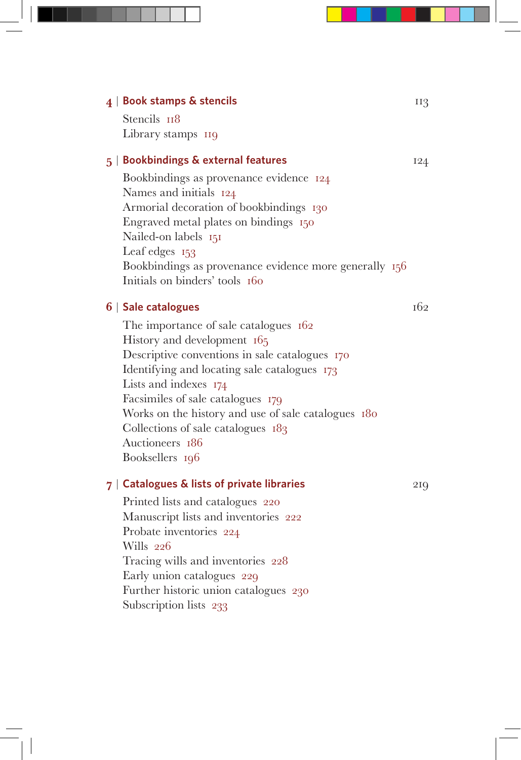**4 | Book stamps & stencils** 113

Stencils 118
Library stamps 119

**5 | Bookbindings & external features** 124

Bookbindings as provenance evidence 124
Names and initials 124
Armorial decoration of bookbindings 130
Engraved metal plates on bindings 150
Nailed-on labels 151
Leaf edges 153
Bookbindings as provenance evidence more generally 156
Initials on binders' tools 160

**6 | Sale catalogues** 162

The importance of sale catalogues 162
History and development 165
Descriptive conventions in sale catalogues 170
Identifying and locating sale catalogues 173
Lists and indexes 174
Facsimiles of sale catalogues 179
Works on the history and use of sale catalogues 180
Collections of sale catalogues 183
Auctioneers 186
Booksellers 196

**7 | Catalogues & lists of private libraries** 219

Printed lists and catalogues 220
Manuscript lists and inventories 222
Probate inventories 224
Wills 226
Tracing wills and inventories 228
Early union catalogues 229
Further historic union catalogues 230
Subscription lists 233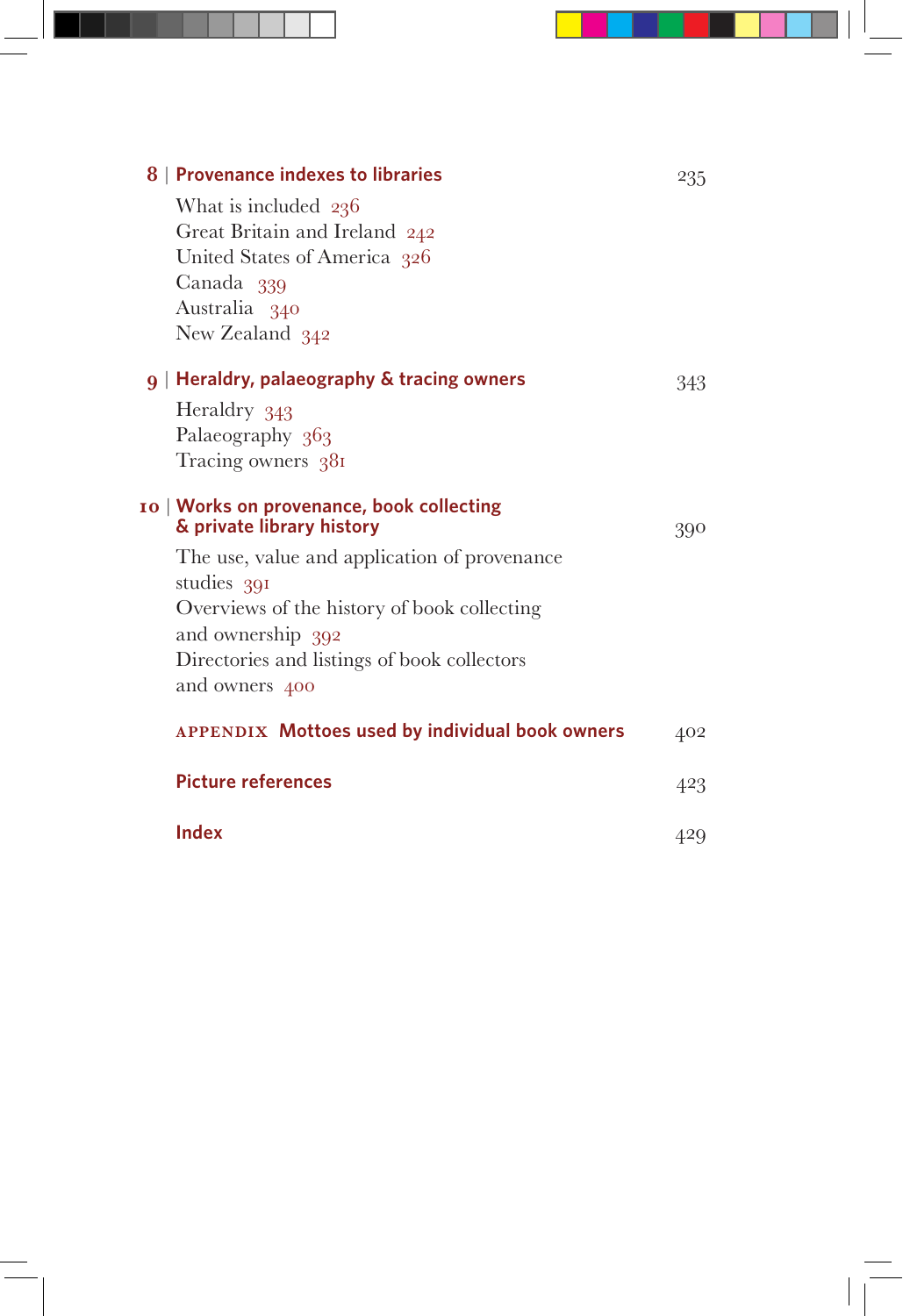**8 | Provenance indexes to libraries** 235

- What is included 236
- Great Britain and Ireland 242
- United States of America 326
- Canada 339
- Australia 340
- New Zealand 342

**9 | Heraldry, palaeography & tracing owners** 343

- Heraldry 343
- Palaeography 363
- Tracing owners 381

**10 | Works on provenance, book collecting & private library history** 390

- The use, value and application of provenance studies 391
- Overviews of the history of book collecting and ownership 392
- Directories and listings of book collectors and owners 400

**APPENDIX Mottoes used by individual book owners** 402

**Picture references** 423

**Index** 429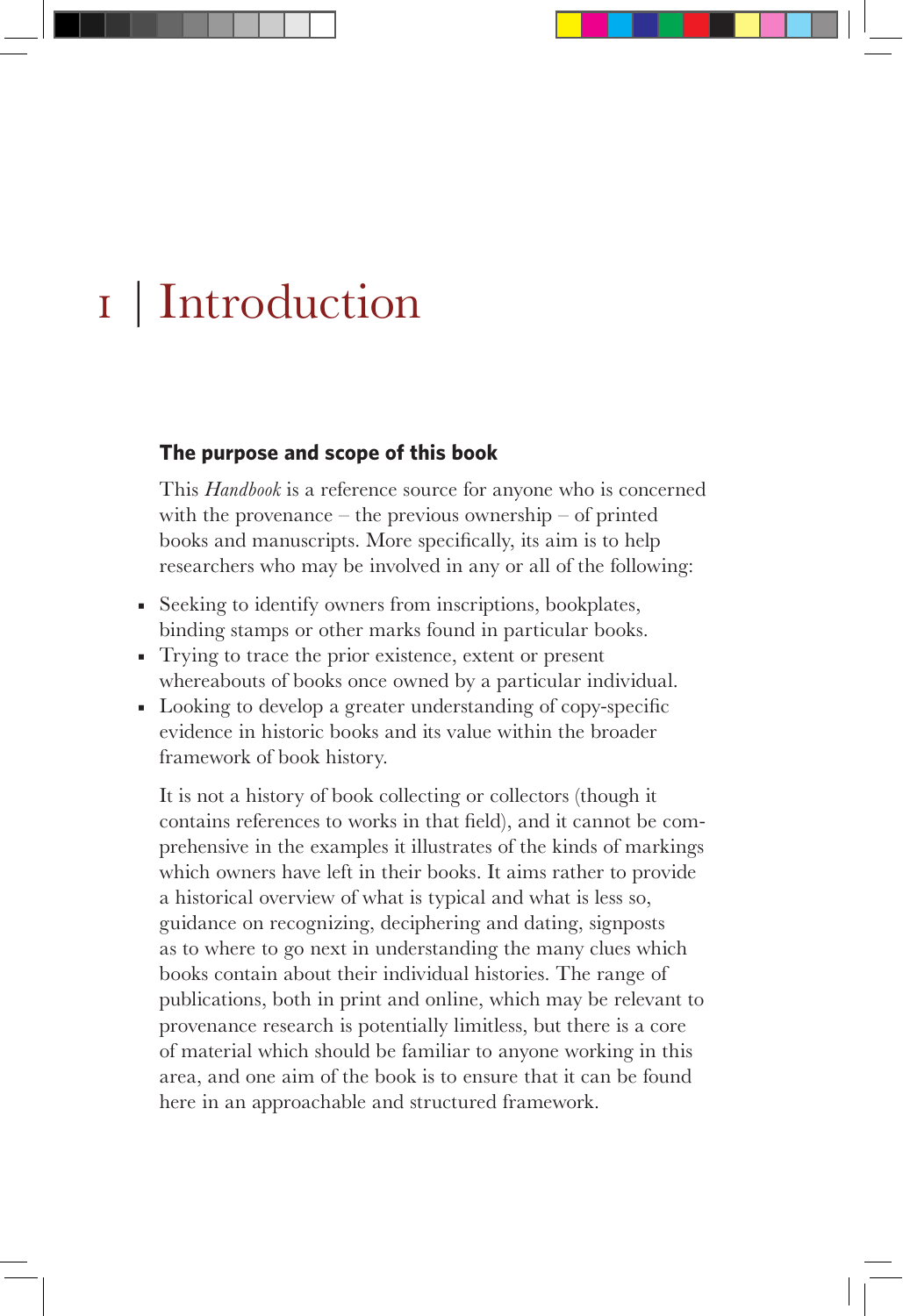# 1 | Introduction

## The purpose and scope of this book

This *Handbook* is a reference source for anyone who is concerned with the provenance – the previous ownership – of printed books and manuscripts. More specifically, its aim is to help researchers who may be involved in any or all of the following:

- Seeking to identify owners from inscriptions, bookplates, binding stamps or other marks found in particular books.
- Trying to trace the prior existence, extent or present whereabouts of books once owned by a particular individual.
- Looking to develop a greater understanding of copy-specific evidence in historic books and its value within the broader framework of book history.

It is not a history of book collecting or collectors (though it contains references to works in that field), and it cannot be comprehensive in the examples it illustrates of the kinds of markings which owners have left in their books. It aims rather to provide a historical overview of what is typical and what is less so, guidance on recognizing, deciphering and dating, signposts as to where to go next in understanding the many clues which books contain about their individual histories. The range of publications, both in print and online, which may be relevant to provenance research is potentially limitless, but there is a core of material which should be familiar to anyone working in this area, and one aim of the book is to ensure that it can be found here in an approachable and structured framework.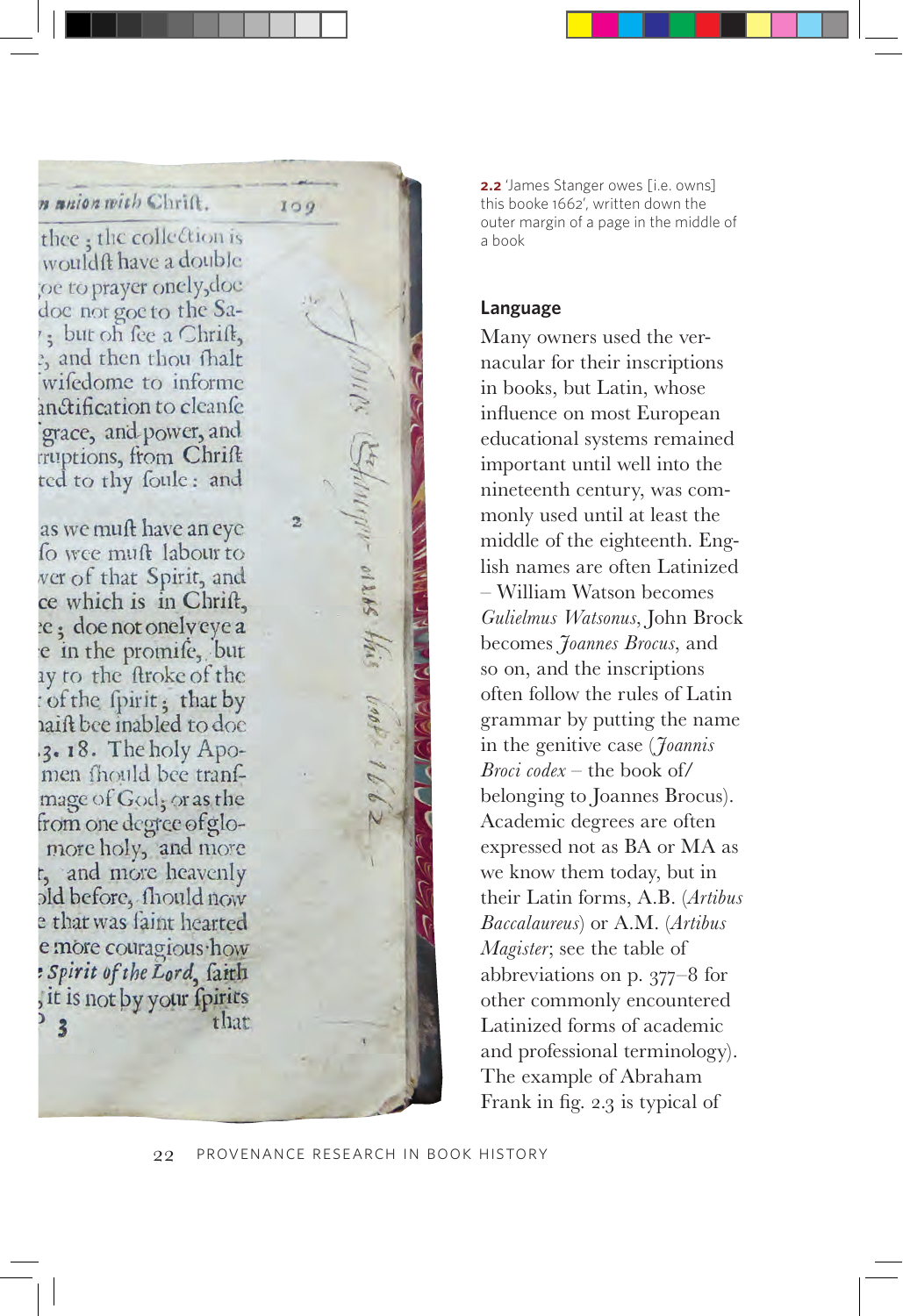**2.2** 'James Stanger owes [i.e. owns] this booke 1662', written down the outer margin of a page in the middle of a book

## Language

Many owners used the vernacular for their inscriptions in books, but Latin, whose influence on most European educational systems remained important until well into the nineteenth century, was commonly used until at least the middle of the eighteenth. English names are often Latinized – William Watson becomes *Gulielmus Watsonus*, John Brock becomes *Joannes Brocus*, and so on, and the inscriptions often follow the rules of Latin grammar by putting the name in the genitive case (*Joannis Broci codex* – the book of/belonging to Joannes Brocus). Academic degrees are often expressed not as BA or MA as we know them today, but in their Latin forms, A.B. (*Artibus Baccalaureus*) or A.M. (*Artibus Magister*; see the table of abbreviations on p. 377–8 for other commonly encountered Latinized forms of academic and professional terminology). The example of Abraham Frank in fig. 2.3 is typical of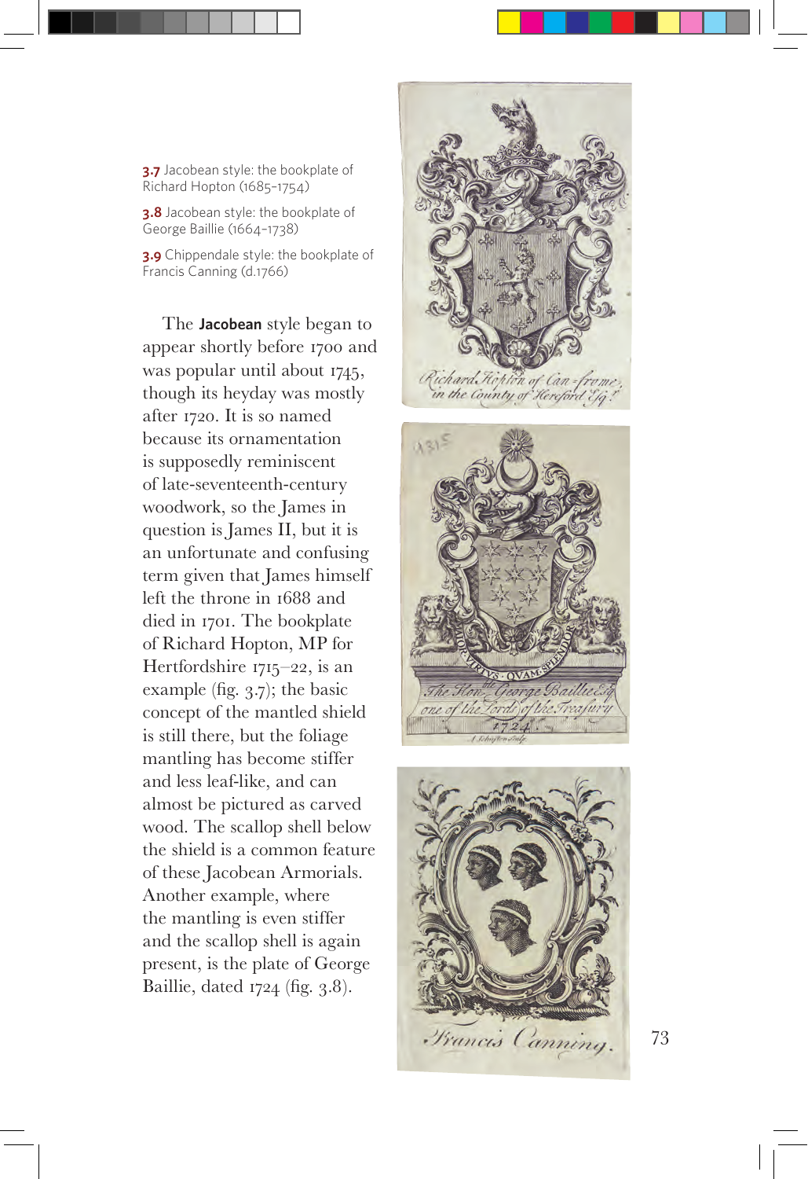**3.7** Jacobean style: the bookplate of Richard Hopton (1685–1754)

**3.8** Jacobean style: the bookplate of George Baillie (1664–1738)

**3.9** Chippendale style: the bookplate of Francis Canning (d.1766)

The **Jacobean** style began to appear shortly before 1700 and was popular until about 1745, though its heyday was mostly after 1720. It is so named because its ornamentation is supposedly reminiscent of late-seventeenth-century woodwork, so the James in question is James II, but it is an unfortunate and confusing term given that James himself left the throne in 1688 and died in 1701. The bookplate of Richard Hopton, MP for Hertfordshire 1715–22, is an example (fig. 3.7); the basic concept of the mantled shield is still there, but the foliage mantling has become stiffer and less leaf-like, and can almost be pictured as carved wood. The scallop shell below the shield is a common feature of these Jacobean Armorials. Another example, where the mantling is even stiffer and the scallop shell is again present, is the plate of George Baillie, dated 1724 (fig. 3.8).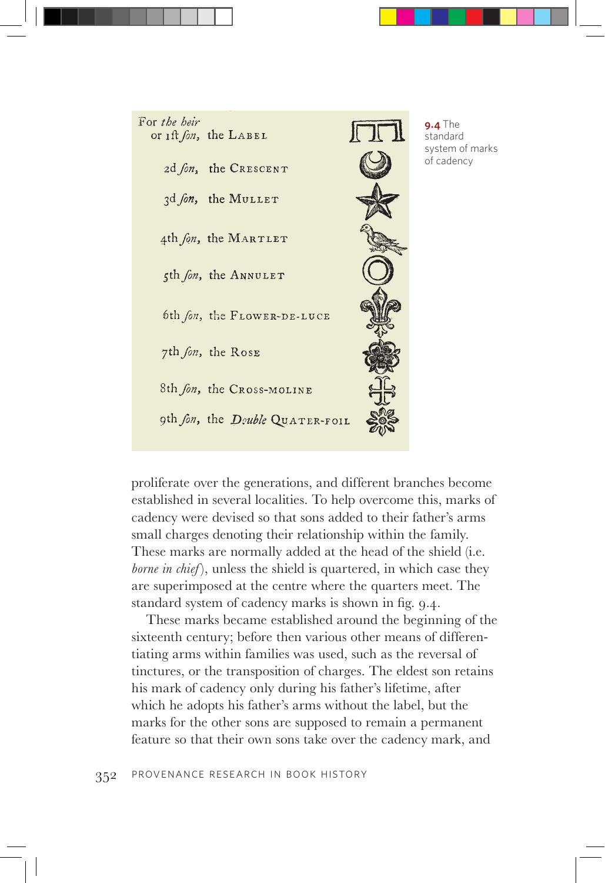For *the heir* or 1st *son*, the Label

2d *son*, the Crescent

3d *son*, the Mullet

4th *son*, the Martlet

5th *son*, the Annulet

6th *son*, the Flower-de-luce

7th *son*, the Rose

8th *son*, the Cross-moline

9th *son*, the *Double* Quater-foil

**9.4** The standard system of marks of cadency

proliferate over the generations, and different branches become established in several localities. To help overcome this, marks of cadency were devised so that sons added to their father's arms small charges denoting their relationship within the family. These marks are normally added at the head of the shield (i.e. *borne in chief*), unless the shield is quartered, in which case they are superimposed at the centre where the quarters meet. The standard system of cadency marks is shown in fig. 9.4.

These marks became established around the beginning of the sixteenth century; before then various other means of differentiating arms within families was used, such as the reversal of tinctures, or the transposition of charges. The eldest son retains his mark of cadency only during his father's lifetime, after which he adopts his father's arms without the label, but the marks for the other sons are supposed to remain a permanent feature so that their own sons take over the cadency mark, and